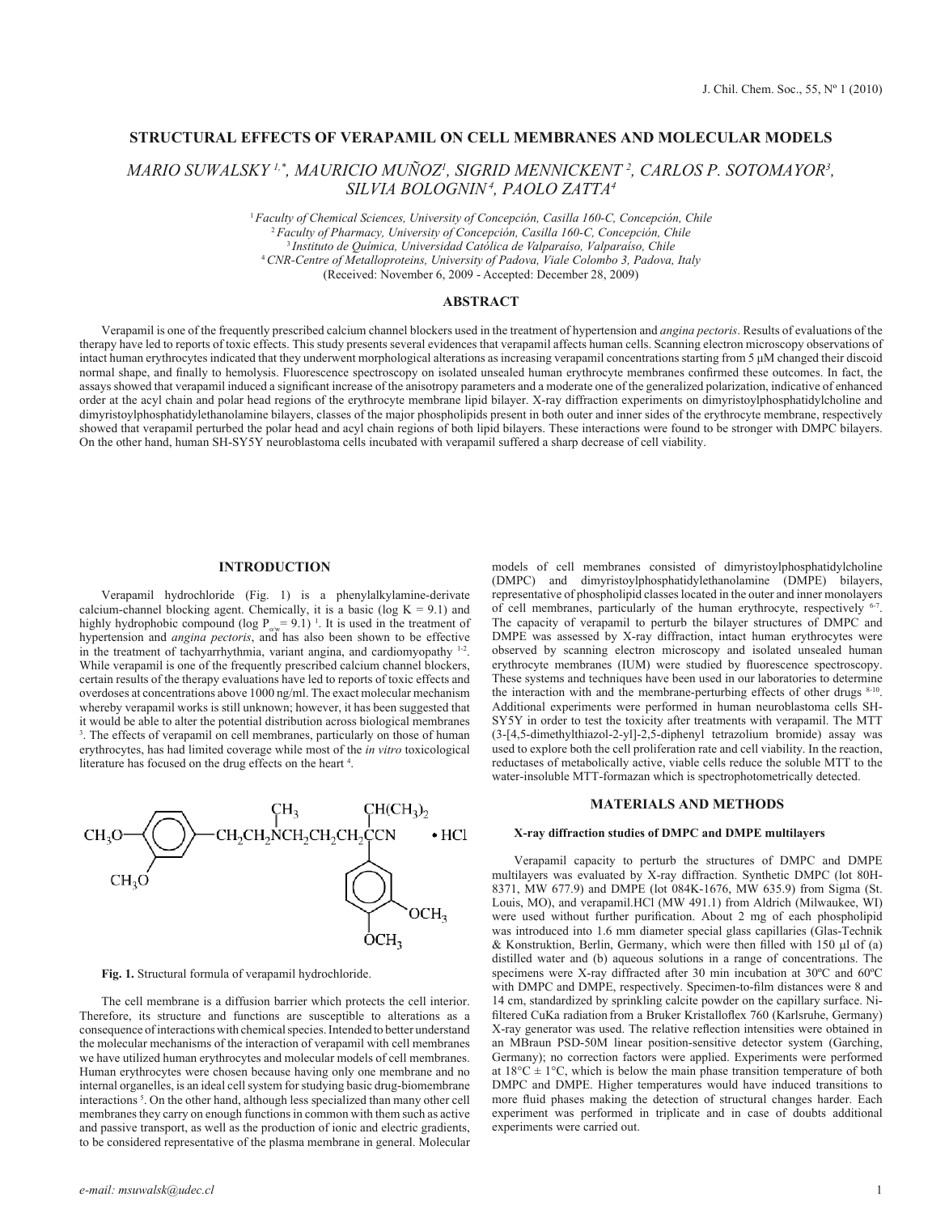# STRUCTURAL EFFECTS OF VERAPAMIL ON CELL MEMBRANES AND MOLECULAR MODELS

*MARIO SUWALSKY [1,*], MAURICIO MUÑOZ[1], SIGRID MENNICKENT [2], CARLOS P. SOTOMAYOR[3], SILVIA BOLOGNIN[4], PAOLO ZATTA[4]*

[1] *Faculty of Chemical Sciences, University of Concepción, Casilla 160-C, Concepción, Chile*
[2] *Faculty of Pharmacy, University of Concepción, Casilla 160-C, Concepción, Chile*
[3] *Instituto de Química, Universidad Católica de Valparaíso, Valparaíso, Chile*
[4] *CNR-Centre of Metalloproteins, University of Padova, Viale Colombo 3, Padova, Italy*
(Received: November 6, 2009 - Accepted: December 28, 2009)

## ABSTRACT

Verapamil is one of the frequently prescribed calcium channel blockers used in the treatment of hypertension and *angina pectoris*. Results of evaluations of the therapy have led to reports of toxic effects. This study presents several evidences that verapamil affects human cells. Scanning electron microscopy observations of intact human erythrocytes indicated that they underwent morphological alterations as increasing verapamil concentrations starting from 5 μM changed their discoid normal shape, and finally to hemolysis. Fluorescence spectroscopy on isolated unsealed human erythrocyte membranes confirmed these outcomes. In fact, the assays showed that verapamil induced a significant increase of the anisotropy parameters and a moderate one of the generalized polarization, indicative of enhanced order at the acyl chain and polar head regions of the erythrocyte membrane lipid bilayer. X-ray diffraction experiments on dimyristoylphosphatidylcholine and dimyristoylphosphatidylethanolamine bilayers, classes of the major phospholipids present in both outer and inner sides of the erythrocyte membrane, respectively showed that verapamil perturbed the polar head and acyl chain regions of both lipid bilayers. These interactions were found to be stronger with DMPC bilayers. On the other hand, human SH-SY5Y neuroblastoma cells incubated with verapamil suffered a sharp decrease of cell viability.

## INTRODUCTION

Verapamil hydrochloride (Fig. 1) is a phenylalkylamine-derivate calcium-channel blocking agent. Chemically, it is a basic (log K = 9.1) and highly hydrophobic compound (log $P_{o/w}$ = 9.1) [1]. It is used in the treatment of hypertension and *angina pectoris*, and has also been shown to be effective in the treatment of tachyarrhythmia, variant angina, and cardiomyopathy [1-2]. While verapamil is one of the frequently prescribed calcium channel blockers, certain results of the therapy evaluations have led to reports of toxic effects and overdoses at concentrations above 1000 ng/ml. The exact molecular mechanism whereby verapamil works is still unknown; however, it has been suggested that it would be able to alter the potential distribution across biological membranes [3]. The effects of verapamil on cell membranes, particularly on those of human erythrocytes, has had limited coverage while most of the *in vitro* toxicological literature has focused on the drug effects on the heart [4].

**Fig. 1.** Structural formula of verapamil hydrochloride.

The cell membrane is a diffusion barrier which protects the cell interior. Therefore, its structure and functions are susceptible to alterations as a consequence of interactions with chemical species. Intended to better understand the molecular mechanisms of the interaction of verapamil with cell membranes we have utilized human erythrocytes and molecular models of cell membranes. Human erythrocytes were chosen because having only one membrane and no internal organelles, is an ideal cell system for studying basic drug-biomembrane interactions [5]. On the other hand, although less specialized than many other cell membranes they carry on enough functions in common with them such as active and passive transport, as well as the production of ionic and electric gradients, to be considered representative of the plasma membrane in general. Molecular models of cell membranes consisted of dimyristoylphosphatidylcholine (DMPC) and dimyristoylphosphatidylethanolamine (DMPE) bilayers, representative of phospholipid classes located in the outer and inner monolayers of cell membranes, particularly of the human erythrocyte, respectively [6-7]. The capacity of verapamil to perturb the bilayer structures of DMPC and DMPE was assessed by X-ray diffraction, intact human erythrocytes were observed by scanning electron microscopy and isolated unsealed human erythrocyte membranes (IUM) were studied by fluorescence spectroscopy. These systems and techniques have been used in our laboratories to determine the interaction with and the membrane-perturbing effects of other drugs [8-10]. Additional experiments were performed in human neuroblastoma cells SH-SY5Y in order to test the toxicity after treatments with verapamil. The MTT (3-[4,5-dimethylthiazol-2-yl]-2,5-diphenyl tetrazolium bromide) assay was used to explore both the cell proliferation rate and cell viability. In the reaction, reductases of metabolically active, viable cells reduce the soluble MTT to the water-insoluble MTT-formazan which is spectrophotometrically detected.

## MATERIALS AND METHODS

### X-ray diffraction studies of DMPC and DMPE multilayers

Verapamil capacity to perturb the structures of DMPC and DMPE multilayers was evaluated by X-ray diffraction. Synthetic DMPC (lot 80H-8371, MW 677.9) and DMPE (lot 084K-1676, MW 635.9) from Sigma (St. Louis, MO), and verapamil.HCl (MW 491.1) from Aldrich (Milwaukee, WI) were used without further purification. About 2 mg of each phospholipid was introduced into 1.6 mm diameter special glass capillaries (Glas-Technik & Konstruktion, Berlin, Germany), which were then filled with 150 μl of (a) distilled water and (b) aqueous solutions in a range of concentrations. The specimens were X-ray diffracted after 30 min incubation at 30ºC and 60ºC with DMPC and DMPE, respectively. Specimen-to-film distances were 8 and 14 cm, standardized by sprinkling calcite powder on the capillary surface. Ni-filtered CuKa radiation from a Bruker Kristalloflex 760 (Karlsruhe, Germany) X-ray generator was used. The relative reflection intensities were obtained in an MBraun PSD-50M linear position-sensitive detector system (Garching, Germany); no correction factors were applied. Experiments were performed at 18°C ± 1°C, which is below the main phase transition temperature of both DMPC and DMPE. Higher temperatures would have induced transitions to more fluid phases making the detection of structural changes harder. Each experiment was performed in triplicate and in case of doubts additional experiments were carried out.

*e-mail: msuwalsk@udec.cl*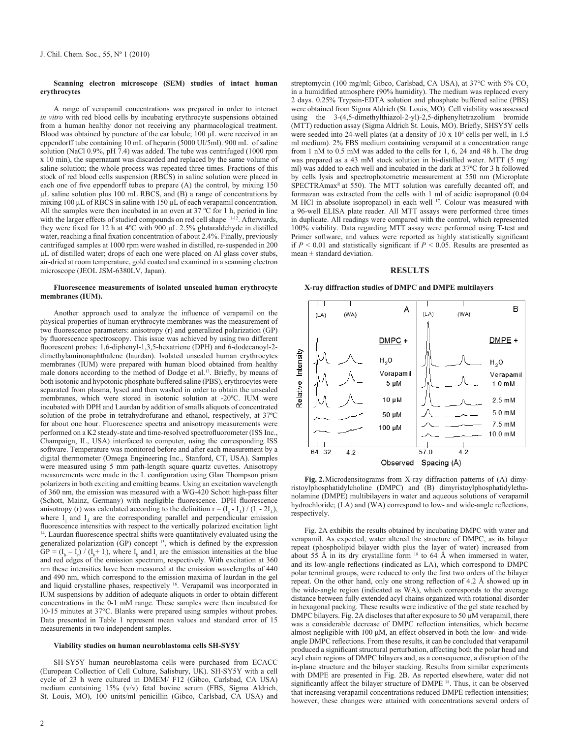**Scanning electron microscope (SEM) studies of intact human erythrocytes**

A range of verapamil concentrations was prepared in order to interact *in vitro* with red blood cells by incubating erythrocyte suspensions obtained from a human healthy donor not receiving any pharmacological treatment. Blood was obtained by puncture of the ear lobule; 100 µL were received in an eppendorff tube containing 10 mL of heparin (5000 UI/5ml). 900 mL of saline solution (NaCl 0.9%, pH 7.4) was added. The tube was centrifuged (1000 rpm x 10 min), the supernatant was discarded and replaced by the same volume of saline solution; the whole process was repeated three times. Fractions of this stock of red blood cells suspension (RBCS) in saline solution were placed in each one of five eppendorff tubes to prepare (A) the control, by mixing 150 µL saline solution plus 100 mL RBCS, and (B) a range of concentrations by mixing 100 µL of RBCS in saline with 150 µL of each verapamil concentration. All the samples were then incubated in an oven at 37 ºC for 1 h, period in line with the larger effects of studied compounds on red cell shape [11-12]. Afterwards, they were fixed for 12 h at 4ºC with 900 µL 2.5% glutaraldehyde in distilled water, reaching a final fixation concentration of about 2.4%. Finally, previously centrifuged samples at 1000 rpm were washed in distilled, re-suspended in 200 µL of distilled water; drops of each one were placed on Al glass cover stubs, air-dried at room temperature, gold coated and examined in a scanning electron microscope (JEOL JSM-6380LV, Japan).

**Fluorescence measurements of isolated unsealed human erythrocyte membranes (IUM).**

Another approach used to analyze the influence of verapamil on the physical properties of human erythrocyte membranes was the measurement of two fluorescence parameters: anisotropy (r) and generalized polarization (GP) by fluorescence spectroscopy. This issue was achieved by using two different fluorescent probes: 1,6-diphenyl-1,3,5-hexatriene (DPH) and 6-dodecanoyl-2-dimethylaminonaphthalene (laurdan). Isolated unsealed human erythrocytes membranes (IUM) were prepared with human blood obtained from healthy male donors according to the method of Dodge et al.[13]. Briefly, by means of both isotonic and hypotonic phosphate buffered saline (PBS), erythrocytes were separated from plasma, lysed and then washed in order to obtain the unsealed membranes, which were stored in isotonic solution at -20ºC. IUM were incubated with DPH and Laurdan by addition of smalls aliquots of concentrated solution of the probe in tetrahydrofurane and ethanol, respectively, at 37ºC for about one hour. Fluorescence spectra and anisotropy measurements were performed on a K2 steady-state and time-resolved spectrofluorometer (ISS Inc., Champaign, IL, USA) interfaced to computer, using the corresponding ISS software. Temperature was monitored before and after each measurement by a digital thermometer (Omega Engineering Inc., Stanford, CT, USA). Samples were measured using 5 mm path-length square quartz cuvettes. Anisotropy measurements were made in the L configuration using Glan Thompson prism polarizers in both exciting and emitting beams. Using an excitation wavelength of 360 nm, the emission was measured with a WG-420 Schott high-pass filter (Schott, Mainz, Germany) with negligible fluorescence. DPH fluorescence anisotropy (r) was calculated according to the definition $r = (I_{\parallel} - I_{\perp}) / (I_{\parallel} - 2I_{\perp})$, where $I_{\parallel}$ and $I_{\perp}$ are the corresponding parallel and perpendicular emission fluorescence intensities with respect to the vertically polarized excitation light [14]. Laurdan fluorescence spectral shifts were quantitatively evaluated using the generalized polarization (GP) concept [15], which is defined by the expression $GP = (I_b - I_r) / (I_b + I_r)$, where $I_b$ and $I_r$ are the emission intensities at the blue and red edges of the emission spectrum, respectively. With excitation at 360 nm these intensities have been measured at the emission wavelengths of 440 and 490 nm, which correspond to the emission maxima of laurdan in the gel and liquid crystalline phases, respectively [16]. Verapamil was incorporated in IUM suspensions by addition of adequate aliquots in order to obtain different concentrations in the 0-1 mM range. These samples were then incubated for 10-15 minutes at 37°C. Blanks were prepared using samples without probes. Data presented in Table 1 represent mean values and standard error of 15 measurements in two independent samples.

**Viability studies on human neuroblastoma cells SH-SY5Y**

SH-SY5Y human neuroblastoma cells were purchased from ECACC (European Collection of Cell Culture, Salisbury, UK). SH-SY5Y with a cell cycle of 23 h were cultured in DMEM/ F12 (Gibco, Carlsbad, CA USA) medium containing 15% (v/v) fetal bovine serum (FBS, Sigma Aldrich, St. Louis, MO), 100 units/ml penicillin (Gibco, Carlsbad, CA USA) and streptomycin (100 mg/ml; Gibco, Carlsbad, CA USA), at 37°C with 5% $CO_2$ in a humidified atmosphere (90% humidity). The medium was replaced every 2 days. 0.25% Trypsin-EDTA solution and phosphate buffered saline (PBS) were obtained from Sigma Aldrich (St. Louis, MO). Cell viability was assessed using the 3-(4,5-dimethylthiazol-2-yl)-2,5-diphenyltetrazolium bromide (MTT) reduction assay (Sigma Aldrich St. Louis, MO). Briefly, SHSY5Y cells were seeded into 24-well plates (at a density of 10 x $10^4$ cells per well, in 1.5 ml medium). 2% FBS medium containing verapamil at a concentration range from 1 nM to 0.5 mM was added to the cells for 1, 6, 24 and 48 h. The drug was prepared as a 43 mM stock solution in bi-distilled water. MTT (5 mg/ml) was added to each well and incubated in the dark at 37ºC for 3 h followed by cells lysis and spectrophotometric measurement at 550 nm (Microplate SPECTRAmax$^R$ at 550). The MTT solution was carefully decanted off, and formazan was extracted from the cells with 1 ml of acidic isopropanol (0.04 M HCl in absolute isopropanol) in each well [17]. Colour was measured with a 96-well ELISA plate reader. All MTT assays were performed three times in duplicate. All readings were compared with the control, which represented 100% viability. Data regarding MTT assay were performed using T-test and Primer software, and values were reported as highly statistically significant if $P < 0.01$ and statistically significant if $P < 0.05$. Results are presented as mean ± standard deviation.

## RESULTS

**X-ray diffraction studies of DMPC and DMPE multilayers**

**Fig. 2.** Microdensitograms from X-ray diffraction patterns of (A) dimyristoylphosphatidylcholine (DMPC) and (B) dimyristoylphosphatidylethanolamine (DMPE) multibilayers in water and aqueous solutions of verapamil hydrochloride; (LA) and (WA) correspond to low- and wide-angle reflections, respectively.

Fig. 2A exhibits the results obtained by incubating DMPC with water and verapamil. As expected, water altered the structure of DMPC, as its bilayer repeat (phospholipid bilayer width plus the layer of water) increased from about 55 Å in its dry crystalline form [18] to 64 Å when immersed in water, and its low-angle reflections (indicated as LA), which correspond to DMPC polar terminal groups, were reduced to only the first two orders of the bilayer repeat. On the other hand, only one strong reflection of 4.2 Å showed up in the wide-angle region (indicated as WA), which corresponds to the average distance between fully extended acyl chains organized with rotational disorder in hexagonal packing. These results were indicative of the gel state reached by DMPC bilayers. Fig. 2A discloses that after exposure to 50 µM verapamil, there was a considerable decrease of DMPC reflection intensities, which became almost negligible with 100 µM, an effect observed in both the low- and wide-angle DMPC reflections. From these results, it can be concluded that verapamil produced a significant structural perturbation, affecting both the polar head and acyl chain regions of DMPC bilayers and, as a consequence, a disruption of the in-plane structure and the bilayer stacking. Results from similar experiments with DMPE are presented in Fig. 2B. As reported elsewhere, water did not significantly affect the bilayer structure of DMPE [18]. Thus, it can be observed that increasing verapamil concentrations reduced DMPE reflection intensities; however, these changes were attained with concentrations several orders of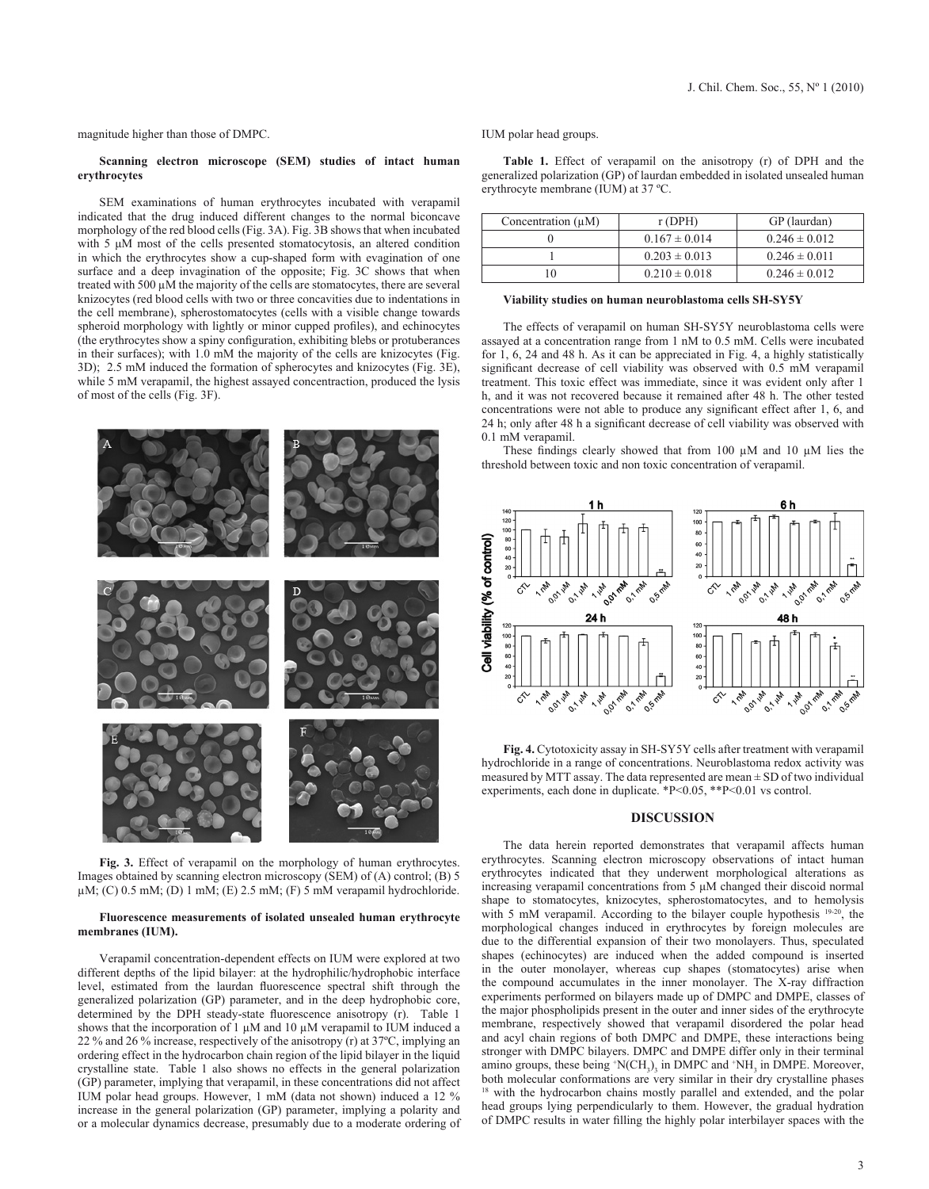magnitude higher than those of DMPC.

**Scanning electron microscope (SEM) studies of intact human erythrocytes**

SEM examinations of human erythrocytes incubated with verapamil indicated that the drug induced different changes to the normal biconcave morphology of the red blood cells (Fig. 3A). Fig. 3B shows that when incubated with 5 μM most of the cells presented stomatocytosis, an altered condition in which the erythrocytes show a cup-shaped form with evagination of one surface and a deep invagination of the opposite; Fig. 3C shows that when treated with 500 μM the majority of the cells are stomatocytes, there are several knizocytes (red blood cells with two or three concavities due to indentations in the cell membrane), spherostomatocytes (cells with a visible change towards spheroid morphology with lightly or minor cupped profiles), and echinocytes (the erythrocytes show a spiny configuration, exhibiting blebs or protuberances in their surfaces); with 1.0 mM the majority of the cells are knizocytes (Fig. 3D); 2.5 mM induced the formation of spherocytes and knizocytes (Fig. 3E), while 5 mM verapamil, the highest assayed concentraction, produced the lysis of most of the cells (Fig. 3F).

**Fig. 3.** Effect of verapamil on the morphology of human erythrocytes. Images obtained by scanning electron microscopy (SEM) of (A) control; (B) 5 μM; (C) 0.5 mM; (D) 1 mM; (E) 2.5 mM; (F) 5 mM verapamil hydrochloride.

**Fluorescence measurements of isolated unsealed human erythrocyte membranes (IUM).**

Verapamil concentration-dependent effects on IUM were explored at two different depths of the lipid bilayer: at the hydrophilic/hydrophobic interface level, estimated from the laurdan fluorescence spectral shift through the generalized polarization (GP) parameter, and in the deep hydrophobic core, determined by the DPH steady-state fluorescence anisotropy (r). Table 1 shows that the incorporation of 1 μM and 10 μM verapamil to IUM induced a 22 % and 26 % increase, respectively of the anisotropy (r) at 37ºC, implying an ordering effect in the hydrocarbon chain region of the lipid bilayer in the liquid crystalline state. Table 1 also shows no effects in the general polarization (GP) parameter, implying that verapamil, in these concentrations did not affect IUM polar head groups. However, 1 mM (data not shown) induced a 12 % increase in the general polarization (GP) parameter, implying a polarity and or a molecular dynamics decrease, presumably due to a moderate ordering of IUM polar head groups.

**Table 1.** Effect of verapamil on the anisotropy (r) of DPH and the generalized polarization (GP) of laurdan embedded in isolated unsealed human erythrocyte membrane (IUM) at 37 ºC.

| Concentration (μM) | r (DPH) | GP (laurdan) |
|---|---|---|
| 0 | 0.167 ± 0.014 | 0.246 ± 0.012 |
| 1 | 0.203 ± 0.013 | 0.246 ± 0.011 |
| 10 | 0.210 ± 0.018 | 0.246 ± 0.012 |

**Viability studies on human neuroblastoma cells SH-SY5Y**

The effects of verapamil on human SH-SY5Y neuroblastoma cells were assayed at a concentration range from 1 nM to 0.5 mM. Cells were incubated for 1, 6, 24 and 48 h. As it can be appreciated in Fig. 4, a highly statistically significant decrease of cell viability was observed with 0.5 mM verapamil treatment. This toxic effect was immediate, since it was evident only after 1 h, and it was not recovered because it remained after 48 h. The other tested concentrations were not able to produce any significant effect after 1, 6, and 24 h; only after 48 h a significant decrease of cell viability was observed with 0.1 mM verapamil.

These findings clearly showed that from 100 μM and 10 μM lies the threshold between toxic and non toxic concentration of verapamil.

**Fig. 4.** Cytotoxicity assay in SH-SY5Y cells after treatment with verapamil hydrochloride in a range of concentrations. Neuroblastoma redox activity was measured by MTT assay. The data represented are mean ± SD of two individual experiments, each done in duplicate. *P<0.05, **P<0.01 vs control.

## DISCUSSION

The data herein reported demonstrates that verapamil affects human erythrocytes. Scanning electron microscopy observations of intact human erythrocytes indicated that they underwent morphological alterations as increasing verapamil concentrations from 5 μM changed their discoid normal shape to stomatocytes, knizocytes, spherostomatocytes, and to hemolysis with 5 mM verapamil. According to the bilayer couple hypothesis [19-20], the morphological changes induced in erythrocytes by foreign molecules are due to the differential expansion of their two monolayers. Thus, speculated shapes (echinocytes) are induced when the added compound is inserted in the outer monolayer, whereas cup shapes (stomatocytes) arise when the compound accumulates in the inner monolayer. The X-ray diffraction experiments performed on bilayers made up of DMPC and DMPE, classes of the major phospholipids present in the outer and inner sides of the erythrocyte membrane, respectively showed that verapamil disordered the polar head and acyl chain regions of both DMPC and DMPE, these interactions being stronger with DMPC bilayers. DMPC and DMPE differ only in their terminal amino groups, these being $^{+}N(CH_3)_3$ in DMPC and $^{+}NH_3$ in DMPE. Moreover, both molecular conformations are very similar in their dry crystalline phases [18] with the hydrocarbon chains mostly parallel and extended, and the polar head groups lying perpendicularly to them. However, the gradual hydration of DMPC results in water filling the highly polar interbilayer spaces with the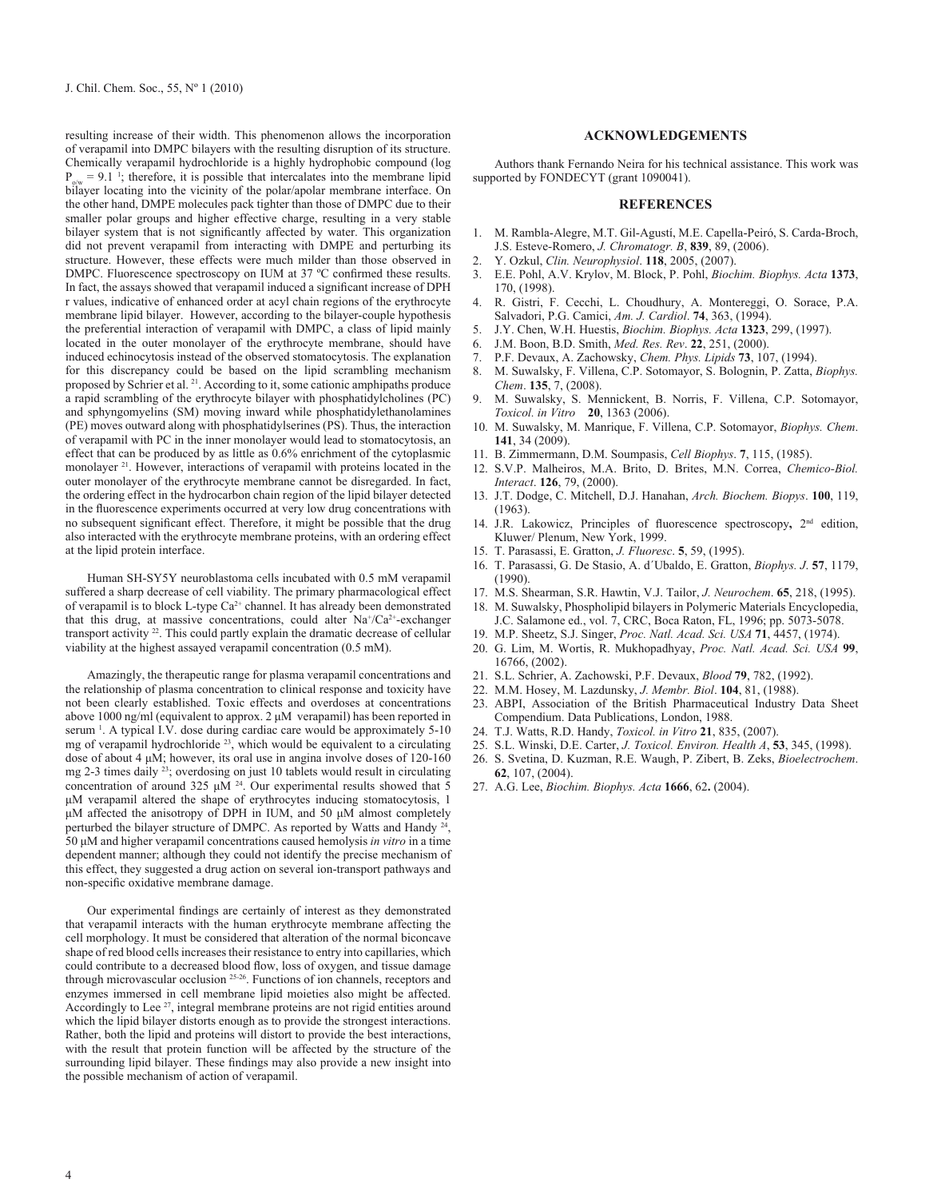resulting increase of their width. This phenomenon allows the incorporation of verapamil into DMPC bilayers with the resulting disruption of its structure. Chemically verapamil hydrochloride is a highly hydrophobic compound (log $P_{o/w}$ = 9.1 [1]; therefore, it is possible that intercalates into the membrane lipid bilayer locating into the vicinity of the polar/apolar membrane interface. On the other hand, DMPE molecules pack tighter than those of DMPC due to their smaller polar groups and higher effective charge, resulting in a very stable bilayer system that is not significantly affected by water. This organization did not prevent verapamil from interacting with DMPE and perturbing its structure. However, these effects were much milder than those observed in DMPC. Fluorescence spectroscopy on IUM at 37 ºC confirmed these results. In fact, the assays showed that verapamil induced a significant increase of DPH r values, indicative of enhanced order at acyl chain regions of the erythrocyte membrane lipid bilayer. However, according to the bilayer-couple hypothesis the preferential interaction of verapamil with DMPC, a class of lipid mainly located in the outer monolayer of the erythrocyte membrane, should have induced echinocytosis instead of the observed stomatocytosis. The explanation for this discrepancy could be based on the lipid scrambling mechanism proposed by Schrier et al. [21]. According to it, some cationic amphipaths produce a rapid scrambling of the erythrocyte bilayer with phosphatidylcholines (PC) and sphyngomyelins (SM) moving inward while phosphatidylethanolamines (PE) moves outward along with phosphatidylserines (PS). Thus, the interaction of verapamil with PC in the inner monolayer would lead to stomatocytosis, an effect that can be produced by as little as 0.6% enrichment of the cytoplasmic monolayer [21]. However, interactions of verapamil with proteins located in the outer monolayer of the erythrocyte membrane cannot be disregarded. In fact, the ordering effect in the hydrocarbon chain region of the lipid bilayer detected in the fluorescence experiments occurred at very low drug concentrations with no subsequent significant effect. Therefore, it might be possible that the drug also interacted with the erythrocyte membrane proteins, with an ordering effect at the lipid protein interface.

Human SH-SY5Y neuroblastoma cells incubated with 0.5 mM verapamil suffered a sharp decrease of cell viability. The primary pharmacological effect of verapamil is to block L-type $Ca^{2+}$ channel. It has already been demonstrated that this drug, at massive concentrations, could alter $Na^{+}/Ca^{2+}$-exchanger transport activity [22]. This could partly explain the dramatic decrease of cellular viability at the highest assayed verapamil concentration (0.5 mM).

Amazingly, the therapeutic range for plasma verapamil concentrations and the relationship of plasma concentration to clinical response and toxicity have not been clearly established. Toxic effects and overdoses at concentrations above 1000 ng/ml (equivalent to approx. 2 µM verapamil) has been reported in serum [1]. A typical I.V. dose during cardiac care would be approximately 5-10 mg of verapamil hydrochloride [23], which would be equivalent to a circulating dose of about 4 µM; however, its oral use in angina involve doses of 120-160 mg 2-3 times daily [23]; overdosing on just 10 tablets would result in circulating concentration of around 325 µM [24]. Our experimental results showed that 5 µM verapamil altered the shape of erythrocytes inducing stomatocytosis, 1 µM affected the anisotropy of DPH in IUM, and 50 µM almost completely perturbed the bilayer structure of DMPC. As reported by Watts and Handy [24], 50 µM and higher verapamil concentrations caused hemolysis *in vitro* in a time dependent manner; although they could not identify the precise mechanism of this effect, they suggested a drug action on several ion-transport pathways and non-specific oxidative membrane damage.

Our experimental findings are certainly of interest as they demonstrated that verapamil interacts with the human erythrocyte membrane affecting the cell morphology. It must be considered that alteration of the normal biconcave shape of red blood cells increases their resistance to entry into capillaries, which could contribute to a decreased blood flow, loss of oxygen, and tissue damage through microvascular occlusion [25-26]. Functions of ion channels, receptors and enzymes immersed in cell membrane lipid moieties also might be affected. Accordingly to Lee [27], integral membrane proteins are not rigid entities around which the lipid bilayer distorts enough as to provide the strongest interactions. Rather, both the lipid and proteins will distort to provide the best interactions, with the result that protein function will be affected by the structure of the surrounding lipid bilayer. These findings may also provide a new insight into the possible mechanism of action of verapamil.

## ACKNOWLEDGEMENTS

Authors thank Fernando Neira for his technical assistance. This work was supported by FONDECYT (grant 1090041).

## REFERENCES

1. M. Rambla-Alegre, M.T. Gil-Agustí, M.E. Capella-Peiró, S. Carda-Broch, J.S. Esteve-Romero, *J. Chromatogr. B*, **839**, 89, (2006).
2. Y. Ozkul, *Clin. Neurophysiol*. **118**, 2005, (2007).
3. E.E. Pohl, A.V. Krylov, M. Block, P. Pohl, *Biochim. Biophys. Acta* **1373**, 170, (1998).
4. R. Gistri, F. Cecchi, L. Choudhury, A. Montereggi, O. Sorace, P.A. Salvadori, P.G. Camici, *Am. J. Cardiol*. **74**, 363, (1994).
5. J.Y. Chen, W.H. Huestis, *Biochim. Biophys. Acta* **1323**, 299, (1997).
6. J.M. Boon, B.D. Smith, *Med. Res. Rev*. **22**, 251, (2000).
7. P.F. Devaux, A. Zachowsky, *Chem. Phys. Lipids* **73**, 107, (1994).
8. M. Suwalsky, F. Villena, C.P. Sotomayor, S. Bolognin, P. Zatta, *Biophys. Chem*. **135**, 7, (2008).
9. M. Suwalsky, S. Mennickent, B. Norris, F. Villena, C.P. Sotomayor, *Toxicol. in Vitro* **20**, 1363 (2006).
10. M. Suwalsky, M. Manrique, F. Villena, C.P. Sotomayor, *Biophys. Chem*. **141**, 34 (2009).
11. B. Zimmermann, D.M. Soumpasis, *Cell Biophys*. **7**, 115, (1985).
12. S.V.P. Malheiros, M.A. Brito, D. Brites, M.N. Correa, *Chemico-Biol. Interact*. **126**, 79, (2000).
13. J.T. Dodge, C. Mitchell, D.J. Hanahan, *Arch. Biochem. Biopys*. **100**, 119, (1963).
14. J.R. Lakowicz, Principles of fluorescence spectroscopy**,** 2nd edition, Kluwer/ Plenum, New York, 1999.
15. T. Parasassi, E. Gratton, *J. Fluoresc*. **5**, 59, (1995).
16. T. Parasassi, G. De Stasio, A. d´Ubaldo, E. Gratton, *Biophys. J*. **57**, 1179, (1990).
17. M.S. Shearman, S.R. Hawtin, V.J. Tailor, *J. Neurochem*. **65**, 218, (1995).
18. M. Suwalsky, Phospholipid bilayers in Polymeric Materials Encyclopedia, J.C. Salamone ed., vol. 7, CRC, Boca Raton, FL, 1996; pp. 5073-5078.
19. M.P. Sheetz, S.J. Singer, *Proc. Natl. Acad. Sci. USA* **71**, 4457, (1974).
20. G. Lim, M. Wortis, R. Mukhopadhyay, *Proc. Natl. Acad. Sci. USA* **99**, 16766, (2002).
21. S.L. Schrier, A. Zachowski, P.F. Devaux, *Blood* **79**, 782, (1992).
22. M.M. Hosey, M. Lazdunsky, *J. Membr. Biol*. **104**, 81, (1988).
23. ABPI, Association of the British Pharmaceutical Industry Data Sheet Compendium. Data Publications, London, 1988.
24. T.J. Watts, R.D. Handy, *Toxicol. in Vitro* **21**, 835, (2007).
25. S.L. Winski, D.E. Carter, *J. Toxicol. Environ. Health A*, **53**, 345, (1998).
26. S. Svetina, D. Kuzman, R.E. Waugh, P. Zibert, B. Zeks, *Bioelectrochem*. **62**, 107, (2004).
27. A.G. Lee, *Biochim. Biophys. Acta* **1666**, 62**.** (2004).